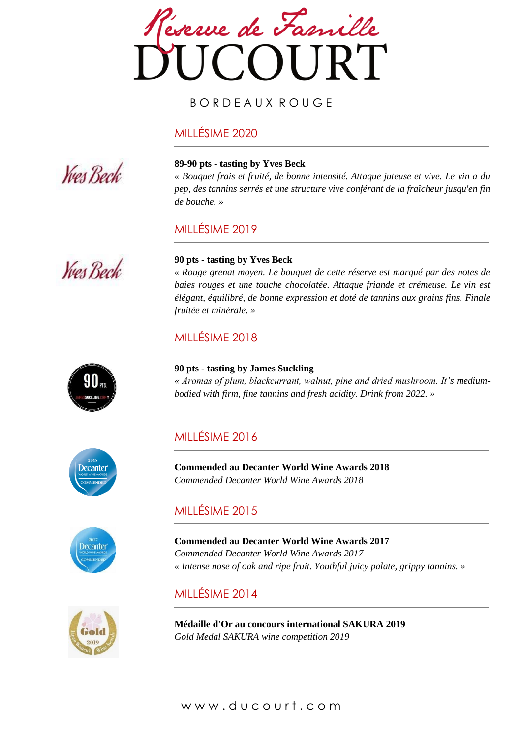# Réserve de Famille DUCOURT

BORDEAUX ROUGE

## MILLÉSIME 2020

**89-90 pts - tasting by Yves Beck**

*« Bouquet frais et fruité, de bonne intensité. Attaque juteuse et vive. Le vin a du pep, des tannins serrés et une structure vive conférant de la fraîcheur jusqu'en fin de bouche. »*

## MILLÉSIME 2019

**90 pts - tasting by Yves Beck**

*« Rouge grenat moyen. Le bouquet de cette réserve est marqué par des notes de baies rouges et une touche chocolatée. Attaque friande et crémeuse. Le vin est élégant, équilibré, de bonne expression et doté de tannins aux grains fins. Finale fruitée et minérale. »*

## MILLÉSIME 2018

**90 pts - tasting by James Suckling**

*« Aromas of plum, blackcurrant, walnut, pine and dried mushroom. It's medium-bodied with firm, fine tannins and fresh acidity. Drink from 2022. »*

## MILLÉSIME 2016

**Commended au Decanter World Wine Awards 2018**

*Commended Decanter World Wine Awards 2018*

## MILLÉSIME 2015

**Commended au Decanter World Wine Awards 2017**

*Commended Decanter World Wine Awards 2017*

*« Intense nose of oak and ripe fruit. Youthful juicy palate, grippy tannins. »*

## MILLÉSIME 2014

**Médaille d'Or au concours international SAKURA 2019**

*Gold Medal SAKURA wine competition 2019*

www.ducourt.com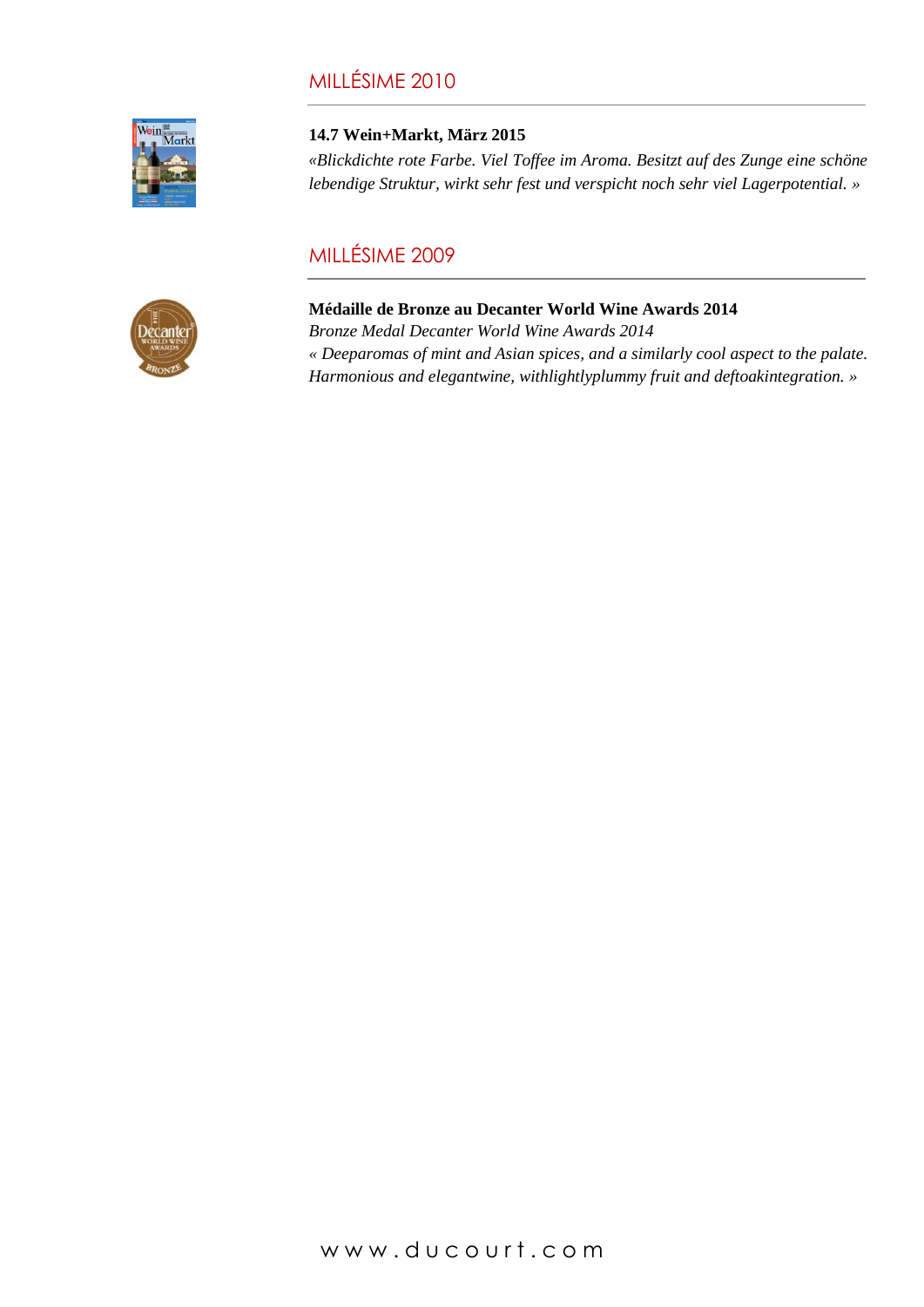## MILLÉSIME 2010

**14.7 Wein+Markt, März 2015**

*«Blickdichte rote Farbe. Viel Toffee im Aroma. Besitzt auf des Zunge eine schöne lebendige Struktur, wirkt sehr fest und verspicht noch sehr viel Lagerpotential. »*

## MILLÉSIME 2009

**Médaille de Bronze au Decanter World Wine Awards 2014**

*Bronze Medal Decanter World Wine Awards 2014*

*« Deeparomas of mint and Asian spices, and a similarly cool aspect to the palate. Harmonious and elegantwine, withlightlyplummy fruit and deftoakintegration. »*